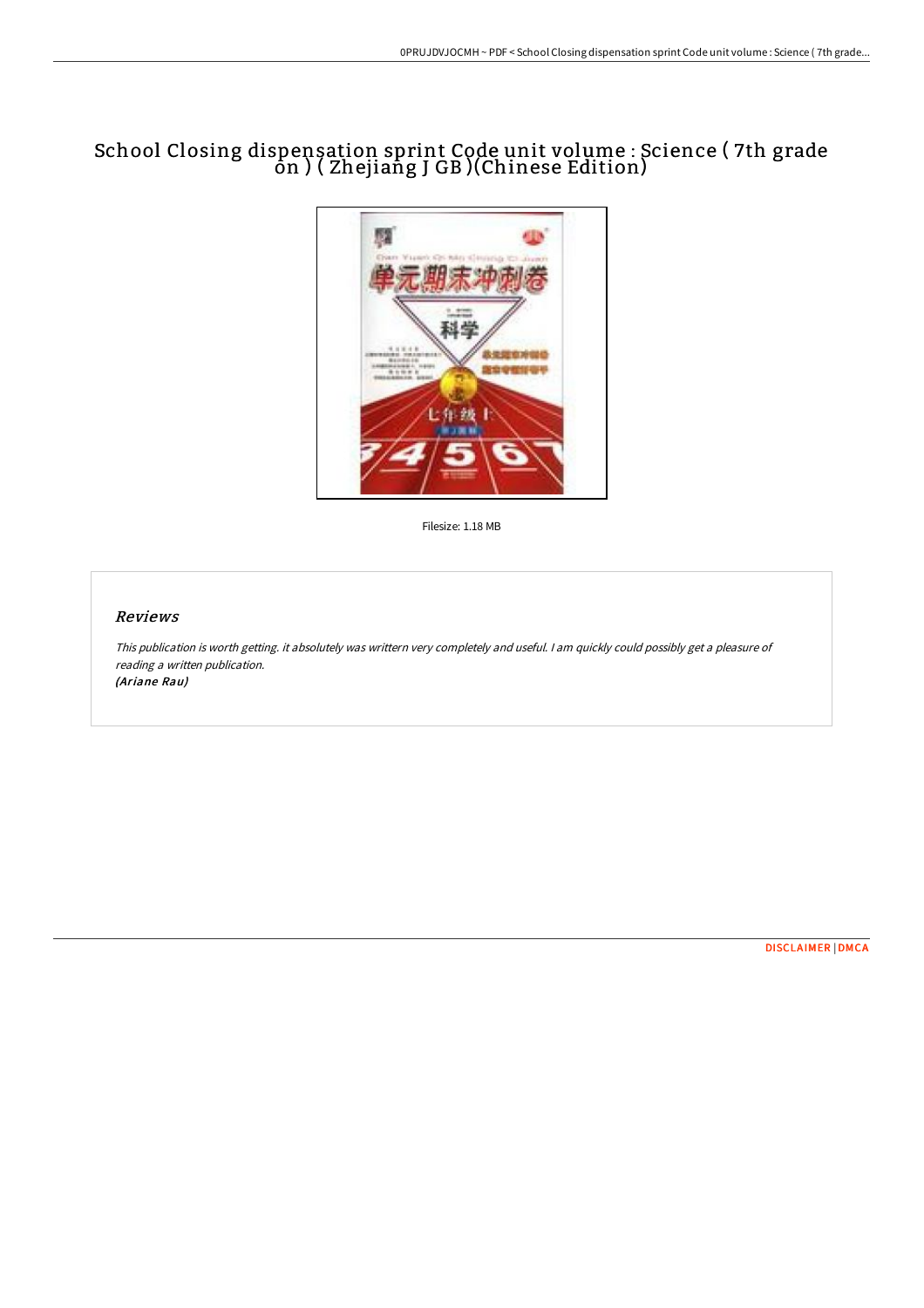# School Closing dispensation sprint Code unit volume : Science ( 7th grade on ) ( Zhejiang J GB )(Chinese Edition)

Filesize: 1.18 MB

## *Reviews*

*This publication is worth getting. it absolutely was writtern very completely and useful. I am quickly could possibly get a pleasure of reading a written publication.*
***(Ariane Rau)***

DISCLAIMER | DMCA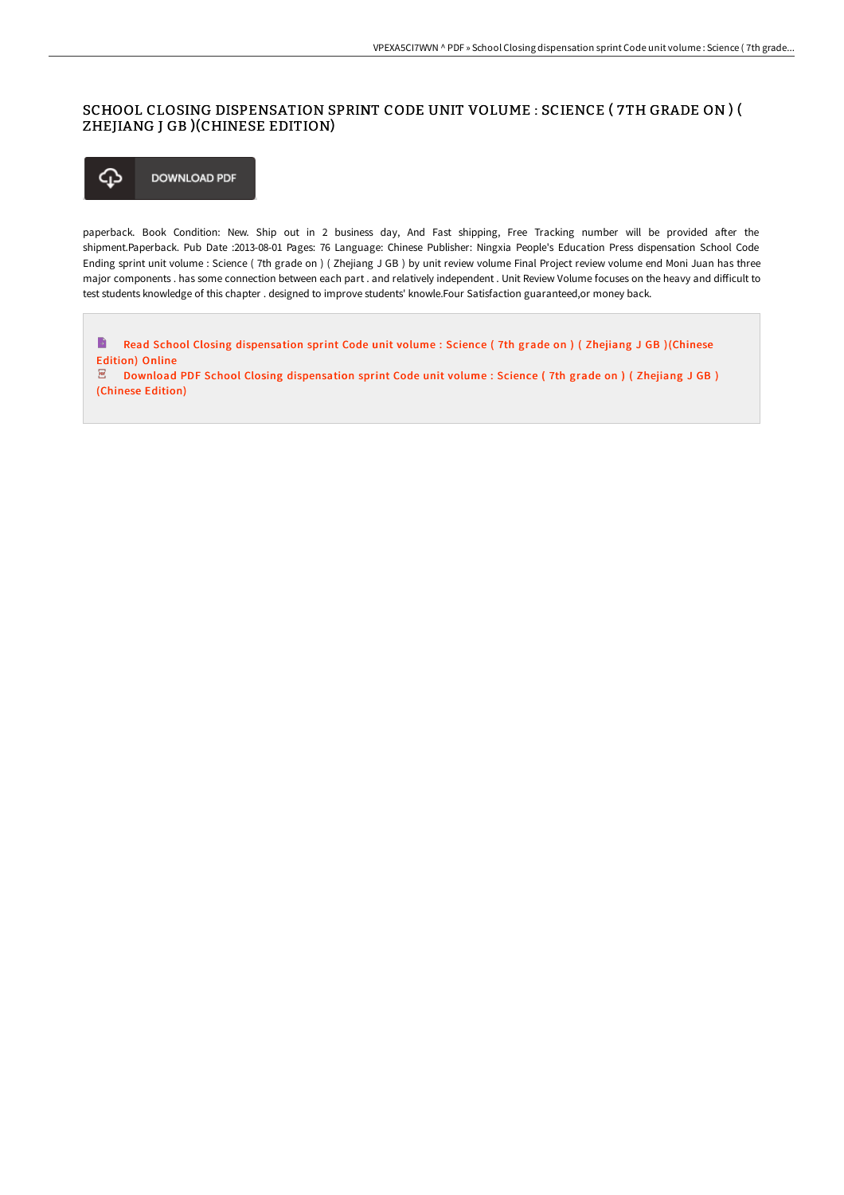# SCHOOL CLOSING DISPENSATION SPRINT CODE UNIT VOLUME : SCIENCE ( 7TH GRADE ON ) ( ZHEJIANG J GB )(CHINESE EDITION)

DOWNLOAD PDF

paperback. Book Condition: New. Ship out in 2 business day, And Fast shipping, Free Tracking number will be provided after the shipment.Paperback. Pub Date :2013-08-01 Pages: 76 Language: Chinese Publisher: Ningxia People's Education Press dispensation School Code Ending sprint unit volume : Science ( 7th grade on ) ( Zhejiang J GB ) by unit review volume Final Project review volume end Moni Juan has three major components . has some connection between each part . and relatively independent . Unit Review Volume focuses on the heavy and difficult to test students knowledge of this chapter . designed to improve students' knowle.Four Satisfaction guaranteed,or money back.

Read School Closing dispensation sprint Code unit volume : Science ( 7th grade on ) ( Zhejiang J GB )(Chinese Edition) Online

Download PDF School Closing dispensation sprint Code unit volume : Science ( 7th grade on ) ( Zhejiang J GB ) (Chinese Edition)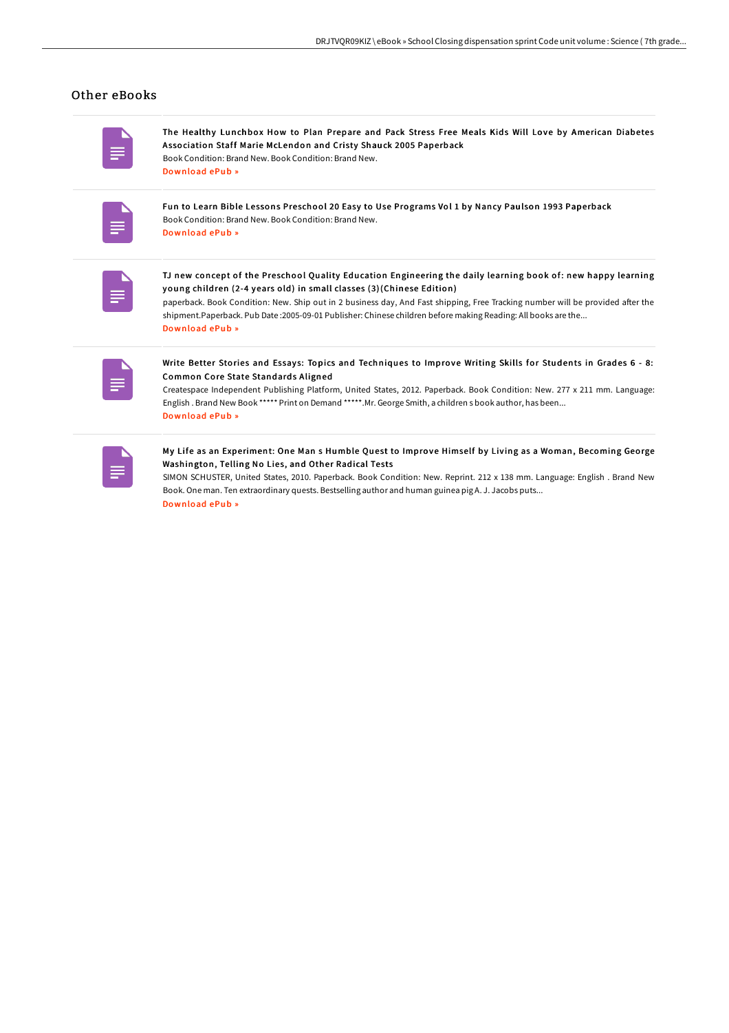## Other eBooks

**The Healthy Lunchbox How to Plan Prepare and Pack Stress Free Meals Kids Will Love by American Diabetes Association Staff Marie McLendon and Cristy Shauck 2005 Paperback**
Book Condition: Brand New. Book Condition: Brand New.
Download ePub »

**Fun to Learn Bible Lessons Preschool 20 Easy to Use Programs Vol 1 by Nancy Paulson 1993 Paperback**
Book Condition: Brand New. Book Condition: Brand New.
Download ePub »

**TJ new concept of the Preschool Quality Education Engineering the daily learning book of: new happy learning young children (2-4 years old) in small classes (3)(Chinese Edition)**
paperback. Book Condition: New. Ship out in 2 business day, And Fast shipping, Free Tracking number will be provided after the shipment.Paperback. Pub Date :2005-09-01 Publisher: Chinese children before making Reading: All books are the...
Download ePub »

**Write Better Stories and Essays: Topics and Techniques to Improve Writing Skills for Students in Grades 6 - 8: Common Core State Standards Aligned**
Createspace Independent Publishing Platform, United States, 2012. Paperback. Book Condition: New. 277 x 211 mm. Language: English . Brand New Book ***** Print on Demand *****.Mr. George Smith, a children s book author, has been...
Download ePub »

**My Life as an Experiment: One Man s Humble Quest to Improve Himself by Living as a Woman, Becoming George Washington, Telling No Lies, and Other Radical Tests**
SIMON SCHUSTER, United States, 2010. Paperback. Book Condition: New. Reprint. 212 x 138 mm. Language: English . Brand New Book. One man. Ten extraordinary quests. Bestselling author and human guinea pig A. J. Jacobs puts...
Download ePub »